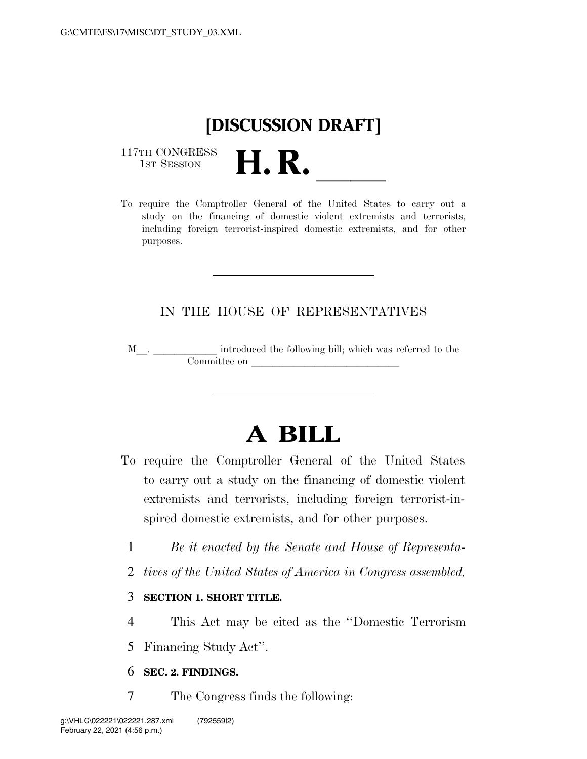G:\CMTE\FS\17\MISC\DT_STUDY_03.XML

# [DISCUSSION DRAFT]

117TH CONGRESS
1ST SESSION

# H. R. \_\_\_\_\_

To require the Comptroller General of the United States to carry out a study on the financing of domestic violent extremists and terrorists, including foreign terrorist-inspired domestic extremists, and for other purposes.

---

IN THE HOUSE OF REPRESENTATIVES

M\_\_. \_\_\_\_\_\_\_\_\_\_\_\_ introduced the following bill; which was referred to the Committee on \_\_\_\_\_\_\_\_\_\_\_\_\_\_\_\_\_\_\_\_\_\_\_\_\_\_\_\_\_\_

---

# A BILL

To require the Comptroller General of the United States to carry out a study on the financing of domestic violent extremists and terrorists, including foreign terrorist-inspired domestic extremists, and for other purposes.

1 *Be it enacted by the Senate and House of Representa-*
2 *tives of the United States of America in Congress assembled,*

3 **SECTION 1. SHORT TITLE.**

4 This Act may be cited as the ''Domestic Terrorism
5 Financing Study Act''.

6 **SEC. 2. FINDINGS.**

7 The Congress finds the following:

g:\VHLC\022221\022221.287.xml (792559|2)
February 22, 2021 (4:56 p.m.)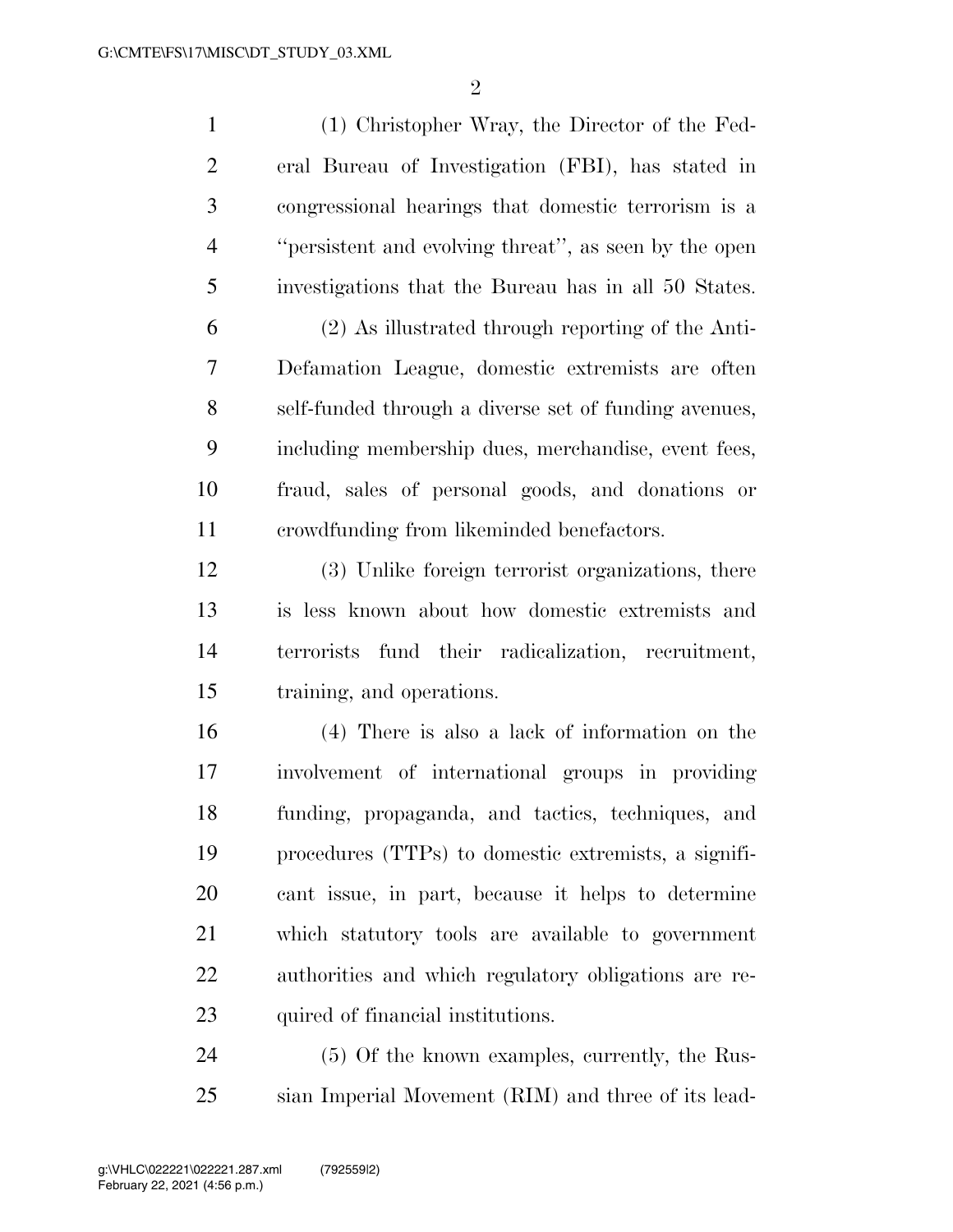(1) Christopher Wray, the Director of the Federal Bureau of Investigation (FBI), has stated in congressional hearings that domestic terrorism is a ''persistent and evolving threat'', as seen by the open investigations that the Bureau has in all 50 States.

(2) As illustrated through reporting of the Anti-Defamation League, domestic extremists are often self-funded through a diverse set of funding avenues, including membership dues, merchandise, event fees, fraud, sales of personal goods, and donations or crowdfunding from likeminded benefactors.

(3) Unlike foreign terrorist organizations, there is less known about how domestic extremists and terrorists fund their radicalization, recruitment, training, and operations.

(4) There is also a lack of information on the involvement of international groups in providing funding, propaganda, and tactics, techniques, and procedures (TTPs) to domestic extremists, a significant issue, in part, because it helps to determine which statutory tools are available to government authorities and which regulatory obligations are required of financial institutions.

(5) Of the known examples, currently, the Russian Imperial Movement (RIM) and three of its lead-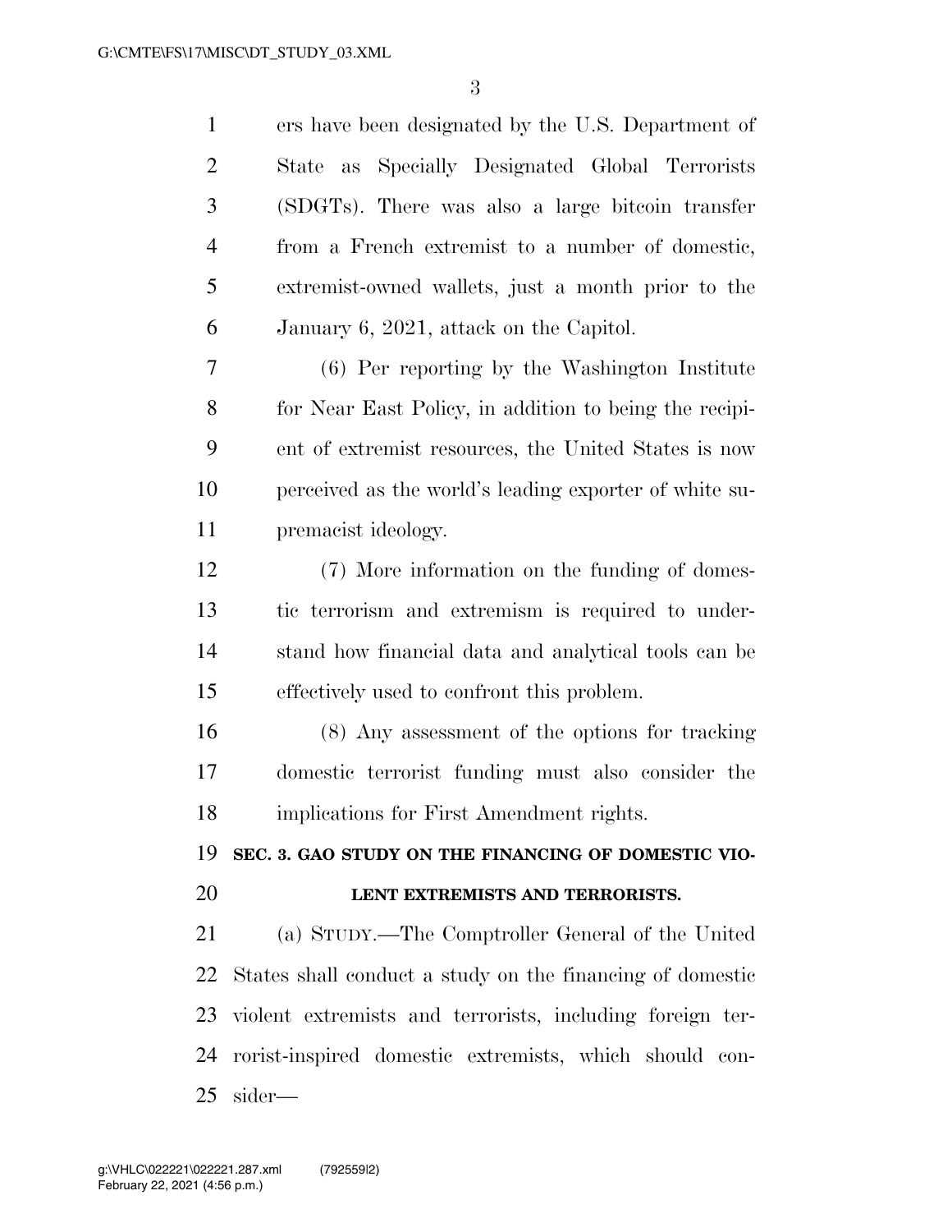ers have been designated by the U.S. Department of State as Specially Designated Global Terrorists (SDGTs). There was also a large bitcoin transfer from a French extremist to a number of domestic, extremist-owned wallets, just a month prior to the January 6, 2021, attack on the Capitol.

(6) Per reporting by the Washington Institute for Near East Policy, in addition to being the recipient of extremist resources, the United States is now perceived as the world's leading exporter of white supremacist ideology.

(7) More information on the funding of domestic terrorism and extremism is required to understand how financial data and analytical tools can be effectively used to confront this problem.

(8) Any assessment of the options for tracking domestic terrorist funding must also consider the implications for First Amendment rights.

**SEC. 3. GAO STUDY ON THE FINANCING OF DOMESTIC VIOLENT EXTREMISTS AND TERRORISTS.**

(a) STUDY.—The Comptroller General of the United States shall conduct a study on the financing of domestic violent extremists and terrorists, including foreign terrorist-inspired domestic extremists, which should consider—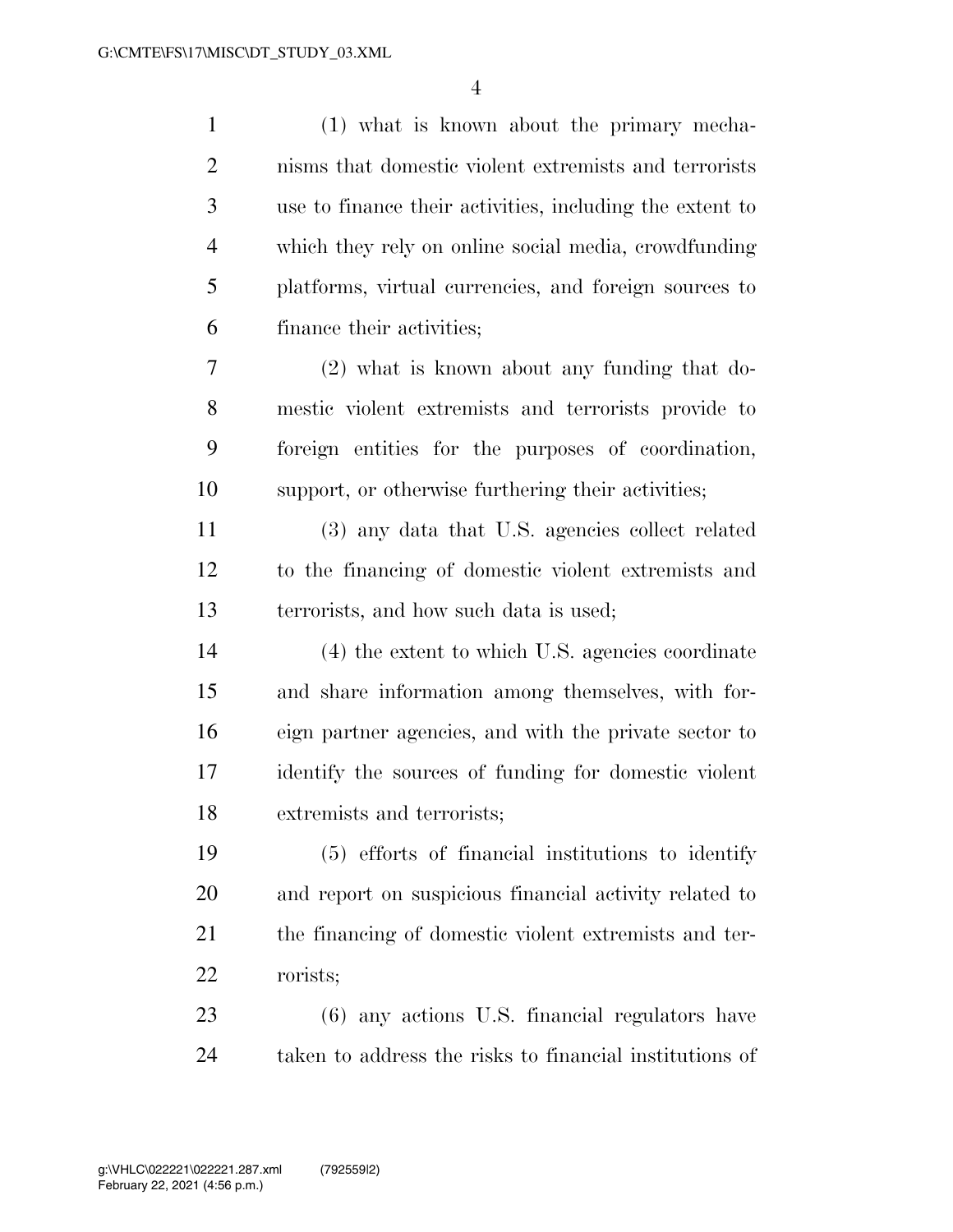(1) what is known about the primary mechanisms that domestic violent extremists and terrorists use to finance their activities, including the extent to which they rely on online social media, crowdfunding platforms, virtual currencies, and foreign sources to finance their activities;

(2) what is known about any funding that domestic violent extremists and terrorists provide to foreign entities for the purposes of coordination, support, or otherwise furthering their activities;

(3) any data that U.S. agencies collect related to the financing of domestic violent extremists and terrorists, and how such data is used;

(4) the extent to which U.S. agencies coordinate and share information among themselves, with foreign partner agencies, and with the private sector to identify the sources of funding for domestic violent extremists and terrorists;

(5) efforts of financial institutions to identify and report on suspicious financial activity related to the financing of domestic violent extremists and terrorists;

(6) any actions U.S. financial regulators have taken to address the risks to financial institutions of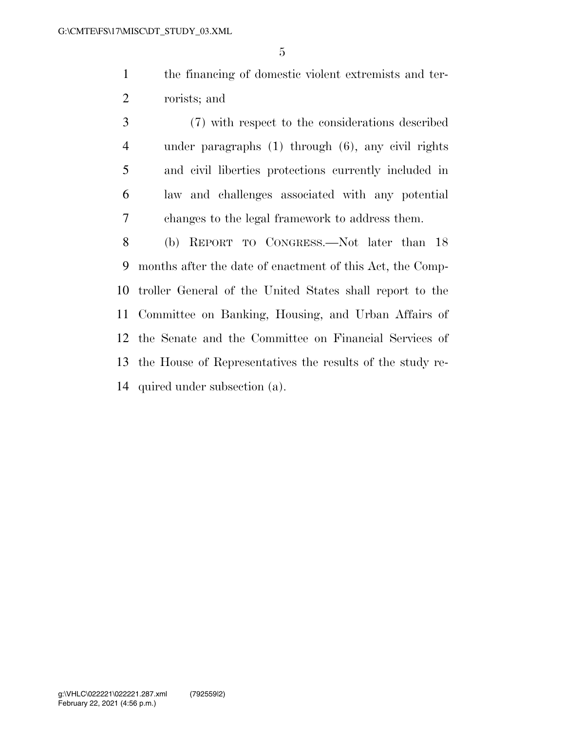the financing of domestic violent extremists and terrorists; and

(7) with respect to the considerations described under paragraphs (1) through (6), any civil rights and civil liberties protections currently included in law and challenges associated with any potential changes to the legal framework to address them.

(b) REPORT TO CONGRESS.—Not later than 18 months after the date of enactment of this Act, the Comptroller General of the United States shall report to the Committee on Banking, Housing, and Urban Affairs of the Senate and the Committee on Financial Services of the House of Representatives the results of the study required under subsection (a).